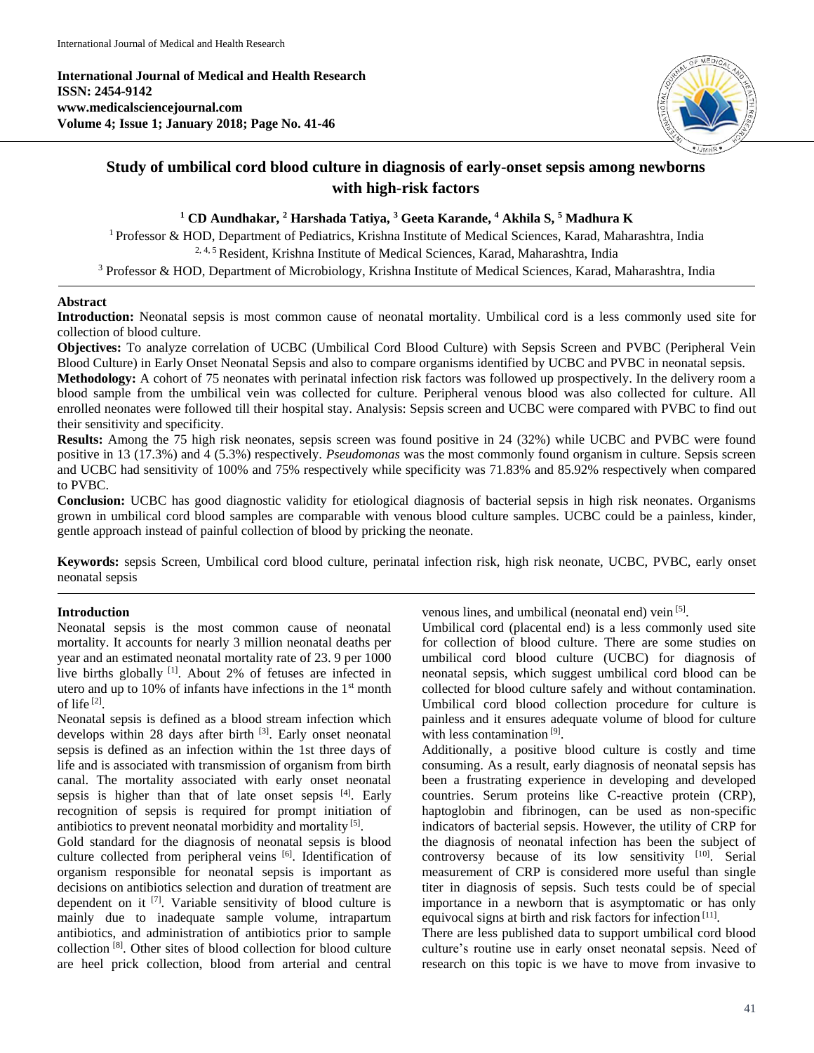# Study of umbilical cord blood culture in diagnosis of early-onset sepsis among newborns with high-risk factors

**[1] CD Aundhakar, [2] Harshada Tatiya, [3] Geeta Karande, [4] Akhila S, [5] Madhura K**

[1] Professor & HOD, Department of Pediatrics, Krishna Institute of Medical Sciences, Karad, Maharashtra, India
[2, 4, 5] Resident, Krishna Institute of Medical Sciences, Karad, Maharashtra, India
[3] Professor & HOD, Department of Microbiology, Krishna Institute of Medical Sciences, Karad, Maharashtra, India

## Abstract

**Introduction:** Neonatal sepsis is most common cause of neonatal mortality. Umbilical cord is a less commonly used site for collection of blood culture.

**Objectives:** To analyze correlation of UCBC (Umbilical Cord Blood Culture) with Sepsis Screen and PVBC (Peripheral Vein Blood Culture) in Early Onset Neonatal Sepsis and also to compare organisms identified by UCBC and PVBC in neonatal sepsis.

**Methodology:** A cohort of 75 neonates with perinatal infection risk factors was followed up prospectively. In the delivery room a blood sample from the umbilical vein was collected for culture. Peripheral venous blood was also collected for culture. All enrolled neonates were followed till their hospital stay. Analysis: Sepsis screen and UCBC were compared with PVBC to find out their sensitivity and specificity.

**Results:** Among the 75 high risk neonates, sepsis screen was found positive in 24 (32%) while UCBC and PVBC were found positive in 13 (17.3%) and 4 (5.3%) respectively. *Pseudomonas* was the most commonly found organism in culture. Sepsis screen and UCBC had sensitivity of 100% and 75% respectively while specificity was 71.83% and 85.92% respectively when compared to PVBC.

**Conclusion:** UCBC has good diagnostic validity for etiological diagnosis of bacterial sepsis in high risk neonates. Organisms grown in umbilical cord blood samples are comparable with venous blood culture samples. UCBC could be a painless, kinder, gentle approach instead of painful collection of blood by pricking the neonate.

**Keywords:** sepsis Screen, Umbilical cord blood culture, perinatal infection risk, high risk neonate, UCBC, PVBC, early onset neonatal sepsis

## Introduction

Neonatal sepsis is the most common cause of neonatal mortality. It accounts for nearly 3 million neonatal deaths per year and an estimated neonatal mortality rate of 23. 9 per 1000 live births globally [1]. About 2% of fetuses are infected in utero and up to 10% of infants have infections in the 1st month of life [2].

Neonatal sepsis is defined as a blood stream infection which develops within 28 days after birth [3]. Early onset neonatal sepsis is defined as an infection within the 1st three days of life and is associated with transmission of organism from birth canal. The mortality associated with early onset neonatal sepsis is higher than that of late onset sepsis [4]. Early recognition of sepsis is required for prompt initiation of antibiotics to prevent neonatal morbidity and mortality [5].

Gold standard for the diagnosis of neonatal sepsis is blood culture collected from peripheral veins [6]. Identification of organism responsible for neonatal sepsis is important as decisions on antibiotics selection and duration of treatment are dependent on it [7]. Variable sensitivity of blood culture is mainly due to inadequate sample volume, intrapartum antibiotics, and administration of antibiotics prior to sample collection [8]. Other sites of blood collection for blood culture are heel prick collection, blood from arterial and central venous lines, and umbilical (neonatal end) vein [5].

Umbilical cord (placental end) is a less commonly used site for collection of blood culture. There are some studies on umbilical cord blood culture (UCBC) for diagnosis of neonatal sepsis, which suggest umbilical cord blood can be collected for blood culture safely and without contamination. Umbilical cord blood collection procedure for culture is painless and it ensures adequate volume of blood for culture with less contamination [9].

Additionally, a positive blood culture is costly and time consuming. As a result, early diagnosis of neonatal sepsis has been a frustrating experience in developing and developed countries. Serum proteins like C-reactive protein (CRP), haptoglobin and fibrinogen, can be used as non-specific indicators of bacterial sepsis. However, the utility of CRP for the diagnosis of neonatal infection has been the subject of controversy because of its low sensitivity [10]. Serial measurement of CRP is considered more useful than single titer in diagnosis of sepsis. Such tests could be of special importance in a newborn that is asymptomatic or has only equivocal signs at birth and risk factors for infection [11].

There are less published data to support umbilical cord blood culture's routine use in early onset neonatal sepsis. Need of research on this topic is we have to move from invasive to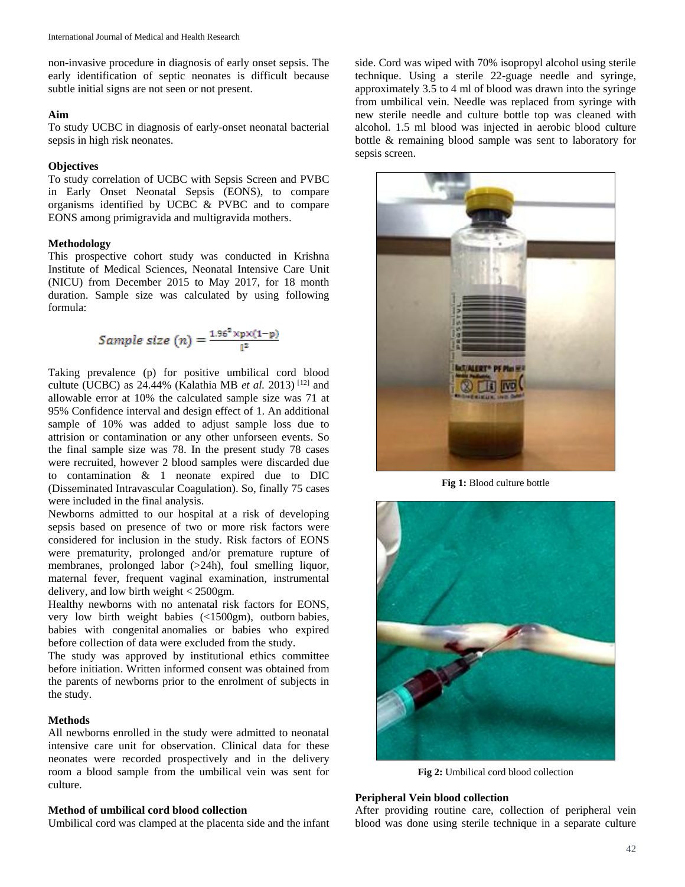non-invasive procedure in diagnosis of early onset sepsis. The early identification of septic neonates is difficult because subtle initial signs are not seen or not present.

### Aim

To study UCBC in diagnosis of early-onset neonatal bacterial sepsis in high risk neonates.

### Objectives

To study correlation of UCBC with Sepsis Screen and PVBC in Early Onset Neonatal Sepsis (EONS), to compare organisms identified by UCBC & PVBC and to compare EONS among primigravida and multigravida mothers.

### Methodology

This prospective cohort study was conducted in Krishna Institute of Medical Sciences, Neonatal Intensive Care Unit (NICU) from December 2015 to May 2017, for 18 month duration. Sample size was calculated by using following formula:

$$Sample\ size\ (n) = \frac{1.96^2 \times p \times (1-p)}{l^2}$$

Taking prevalence (p) for positive umbilical cord blood cultute (UCBC) as 24.44% (Kalathia MB *et al.* 2013) [12] and allowable error at 10% the calculated sample size was 71 at 95% Confidence interval and design effect of 1. An additional sample of 10% was added to adjust sample loss due to attrision or contamination or any other unforseen events. So the final sample size was 78. In the present study 78 cases were recruited, however 2 blood samples were discarded due to contamination & 1 neonate expired due to DIC (Disseminated Intravascular Coagulation). So, finally 75 cases were included in the final analysis.

Newborns admitted to our hospital at a risk of developing sepsis based on presence of two or more risk factors were considered for inclusion in the study. Risk factors of EONS were prematurity, prolonged and/or premature rupture of membranes, prolonged labor (>24h), foul smelling liquor, maternal fever, frequent vaginal examination, instrumental delivery, and low birth weight < 2500gm.

Healthy newborns with no antenatal risk factors for EONS, very low birth weight babies (<1500gm), outborn babies, babies with congenital anomalies or babies who expired before collection of data were excluded from the study.

The study was approved by institutional ethics committee before initiation. Written informed consent was obtained from the parents of newborns prior to the enrolment of subjects in the study.

### Methods

All newborns enrolled in the study were admitted to neonatal intensive care unit for observation. Clinical data for these neonates were recorded prospectively and in the delivery room a blood sample from the umbilical vein was sent for culture.

### Method of umbilical cord blood collection

Umbilical cord was clamped at the placenta side and the infant side. Cord was wiped with 70% isopropyl alcohol using sterile technique. Using a sterile 22-guage needle and syringe, approximately 3.5 to 4 ml of blood was drawn into the syringe from umbilical vein. Needle was replaced from syringe with new sterile needle and culture bottle top was cleaned with alcohol. 1.5 ml blood was injected in aerobic blood culture bottle & remaining blood sample was sent to laboratory for sepsis screen.

**Fig 1:** Blood culture bottle

**Fig 2:** Umbilical cord blood collection

### Peripheral Vein blood collection

After providing routine care, collection of peripheral vein blood was done using sterile technique in a separate culture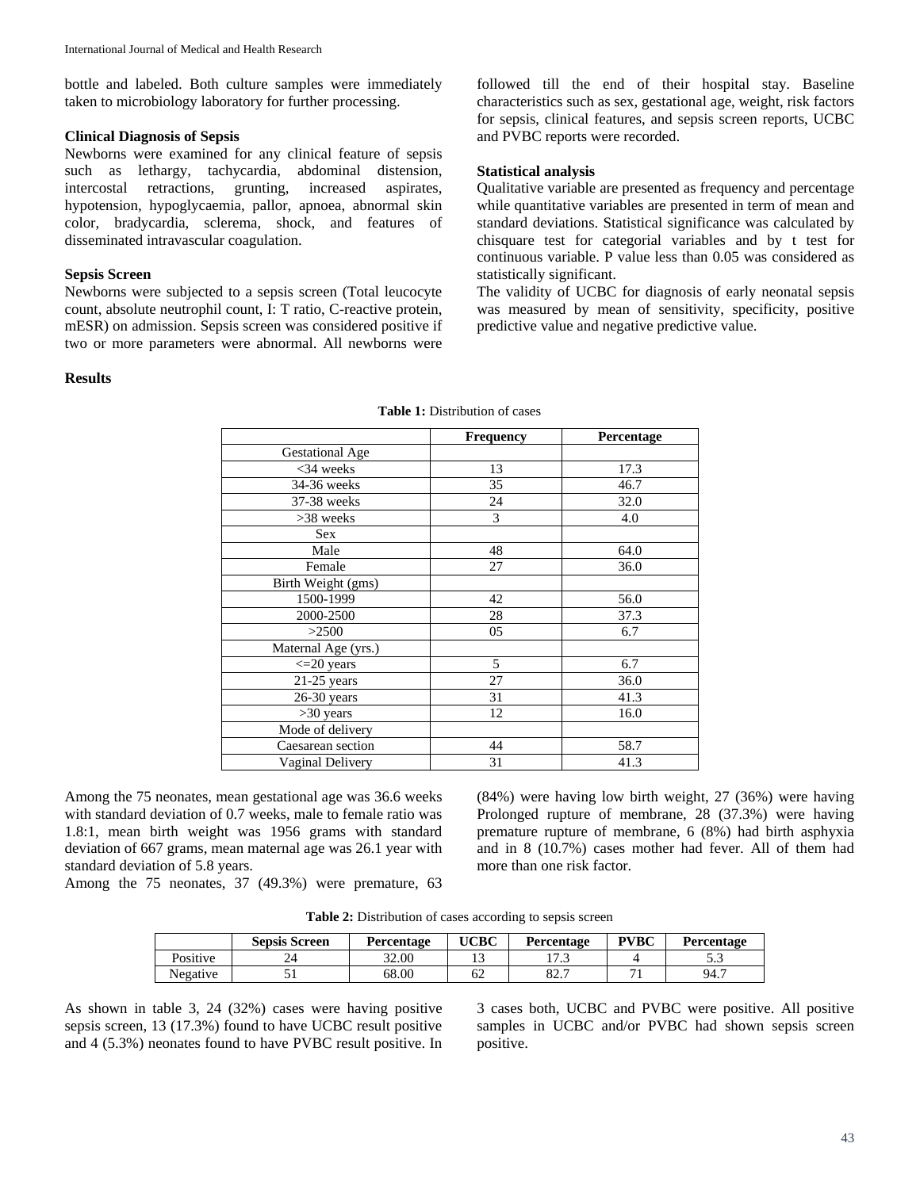bottle and labeled. Both culture samples were immediately taken to microbiology laboratory for further processing.

### Clinical Diagnosis of Sepsis

Newborns were examined for any clinical feature of sepsis such as lethargy, tachycardia, abdominal distension, intercostal retractions, grunting, increased aspirates, hypotension, hypoglycaemia, pallor, apnoea, abnormal skin color, bradycardia, sclerema, shock, and features of disseminated intravascular coagulation.

### Sepsis Screen

Newborns were subjected to a sepsis screen (Total leucocyte count, absolute neutrophil count, I: T ratio, C-reactive protein, mESR) on admission. Sepsis screen was considered positive if two or more parameters were abnormal. All newborns were followed till the end of their hospital stay. Baseline characteristics such as sex, gestational age, weight, risk factors for sepsis, clinical features, and sepsis screen reports, UCBC and PVBC reports were recorded.

### Statistical analysis

Qualitative variable are presented as frequency and percentage while quantitative variables are presented in term of mean and standard deviations. Statistical significance was calculated by chisquare test for categorial variables and by t test for continuous variable. P value less than 0.05 was considered as statistically significant.

The validity of UCBC for diagnosis of early neonatal sepsis was measured by mean of sensitivity, specificity, positive predictive value and negative predictive value.

## Results

**Table 1:** Distribution of cases

| | Frequency | Percentage |
|---|---|---|
| Gestational Age | | |
| <34 weeks | 13 | 17.3 |
| 34-36 weeks | 35 | 46.7 |
| 37-38 weeks | 24 | 32.0 |
| >38 weeks | 3 | 4.0 |
| Sex | | |
| Male | 48 | 64.0 |
| Female | 27 | 36.0 |
| Birth Weight (gms) | | |
| 1500-1999 | 42 | 56.0 |
| 2000-2500 | 28 | 37.3 |
| >2500 | 05 | 6.7 |
| Maternal Age (yrs.) | | |
| <=20 years | 5 | 6.7 |
| 21-25 years | 27 | 36.0 |
| 26-30 years | 31 | 41.3 |
| >30 years | 12 | 16.0 |
| Mode of delivery | | |
| Caesarean section | 44 | 58.7 |
| Vaginal Delivery | 31 | 41.3 |

Among the 75 neonates, mean gestational age was 36.6 weeks with standard deviation of 0.7 weeks, male to female ratio was 1.8:1, mean birth weight was 1956 grams with standard deviation of 667 grams, mean maternal age was 26.1 year with standard deviation of 5.8 years.

Among the 75 neonates, 37 (49.3%) were premature, 63 (84%) were having low birth weight, 27 (36%) were having Prolonged rupture of membrane, 28 (37.3%) were having premature rupture of membrane, 6 (8%) had birth asphyxia and in 8 (10.7%) cases mother had fever. All of them had more than one risk factor.

**Table 2:** Distribution of cases according to sepsis screen

| | Sepsis Screen | Percentage | UCBC | Percentage | PVBC | Percentage |
|---|---|---|---|---|---|---|
| Positive | 24 | 32.00 | 13 | 17.3 | 4 | 5.3 |
| Negative | 51 | 68.00 | 62 | 82.7 | 71 | 94.7 |

As shown in table 3, 24 (32%) cases were having positive sepsis screen, 13 (17.3%) found to have UCBC result positive and 4 (5.3%) neonates found to have PVBC result positive. In 3 cases both, UCBC and PVBC were positive. All positive samples in UCBC and/or PVBC had shown sepsis screen positive.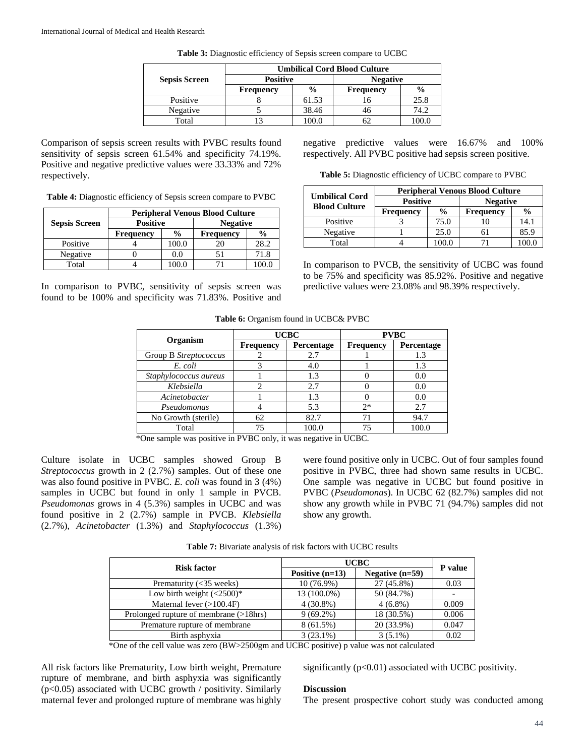**Table 3:** Diagnostic efficiency of Sepsis screen compare to UCBC

| Sepsis Screen | Umbilical Cord Blood Culture | | | |
|---|---|---|---|---|
| | Positive | | Negative | |
| | Frequency | % | Frequency | % |
| Positive | 8 | 61.53 | 16 | 25.8 |
| Negative | 5 | 38.46 | 46 | 74.2 |
| Total | 13 | 100.0 | 62 | 100.0 |

Comparison of sepsis screen results with PVBC results found sensitivity of sepsis screen 61.54% and specificity 74.19%. Positive and negative predictive values were 33.33% and 72% respectively.

**Table 4:** Diagnostic efficiency of Sepsis screen compare to PVBC

| Sepsis Screen | Peripheral Venous Blood Culture | | | |
|---|---|---|---|---|
| | Positive | | Negative | |
| | Frequency | % | Frequency | % |
| Positive | 4 | 100.0 | 20 | 28.2 |
| Negative | 0 | 0.0 | 51 | 71.8 |
| Total | 4 | 100.0 | 71 | 100.0 |

In comparison to PVBC, sensitivity of sepsis screen was found to be 100% and specificity was 71.83%. Positive and negative predictive values were 16.67% and 100% respectively. All PVBC positive had sepsis screen positive.

**Table 5:** Diagnostic efficiency of UCBC compare to PVBC

| Umbilical Cord Blood Culture | Peripheral Venous Blood Culture | | | |
|---|---|---|---|---|
| | Positive | | Negative | |
| | Frequency | % | Frequency | % |
| Positive | 3 | 75.0 | 10 | 14.1 |
| Negative | 1 | 25.0 | 61 | 85.9 |
| Total | 4 | 100.0 | 71 | 100.0 |

In comparison to PVCB, the sensitivity of UCBC was found to be 75% and specificity was 85.92%. Positive and negative predictive values were 23.08% and 98.39% respectively.

**Table 6:** Organism found in UCBC& PVBC

| Organism | UCBC | | PVBC | |
|---|---|---|---|---|
| | Frequency | Percentage | Frequency | Percentage |
| Group B *Streptococcus* | 2 | 2.7 | 1 | 1.3 |
| *E. coli* | 3 | 4.0 | 1 | 1.3 |
| *Staphylococcus aureus* | 1 | 1.3 | 0 | 0.0 |
| *Klebsiella* | 2 | 2.7 | 0 | 0.0 |
| *Acinetobacter* | 1 | 1.3 | 0 | 0.0 |
| *Pseudomonas* | 4 | 5.3 | 2* | 2.7 |
| No Growth (sterile) | 62 | 82.7 | 71 | 94.7 |
| Total | 75 | 100.0 | 75 | 100.0 |

*One sample was positive in PVBC only, it was negative in UCBC.

Culture isolate in UCBC samples showed Group B *Streptococcus* growth in 2 (2.7%) samples. Out of these one was also found positive in PVBC. *E. coli* was found in 3 (4%) samples in UCBC but found in only 1 sample in PVCB. *Pseudomonas* grows in 4 (5.3%) samples in UCBC and was found positive in 2 (2.7%) sample in PVCB. *Klebsiella* (2.7%), *Acinetobacter* (1.3%) and *Staphylococcus* (1.3%) were found positive only in UCBC. Out of four samples found positive in PVBC, three had shown same results in UCBC. One sample was negative in UCBC but found positive in PVBC (*Pseudomonas*). In UCBC 62 (82.7%) samples did not show any growth while in PVBC 71 (94.7%) samples did not show any growth.

**Table 7:** Bivariate analysis of risk factors with UCBC results

| Risk factor | UCBC | | P value |
|---|---|---|---|
| | Positive (n=13) | Negative (n=59) | |
| Prematurity (<35 weeks) | 10 (76.9%) | 27 (45.8%) | 0.03 |
| Low birth weight (<2500)* | 13 (100.0%) | 50 (84.7%) | - |
| Maternal fever (>100.4F) | 4 (30.8%) | 4 (6.8%) | 0.009 |
| Prolonged rupture of membrane (>18hrs) | 9 (69.2%) | 18 (30.5%) | 0.006 |
| Premature rupture of membrane | 8 (61.5%) | 20 (33.9%) | 0.047 |
| Birth asphyxia | 3 (23.1%) | 3 (5.1%) | 0.02 |

*One of the cell value was zero (BW>2500gm and UCBC positive) p value was not calculated

All risk factors like Prematurity, Low birth weight, Premature rupture of membrane, and birth asphyxia was significantly ($p<0.05$) associated with UCBC growth / positivity. Similarly maternal fever and prolonged rupture of membrane was highly significantly ($p<0.01$) associated with UCBC positivity.

## Discussion

The present prospective cohort study was conducted among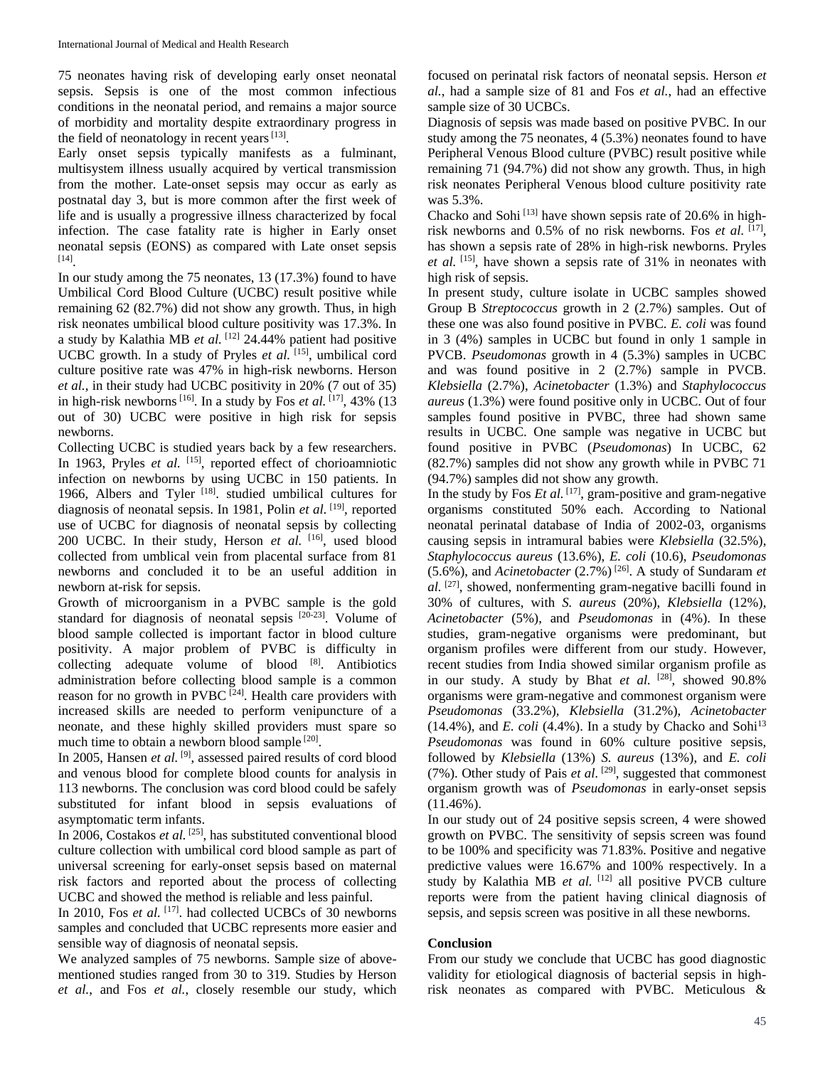75 neonates having risk of developing early onset neonatal sepsis. Sepsis is one of the most common infectious conditions in the neonatal period, and remains a major source of morbidity and mortality despite extraordinary progress in the field of neonatology in recent years [13].

Early onset sepsis typically manifests as a fulminant, multisystem illness usually acquired by vertical transmission from the mother. Late-onset sepsis may occur as early as postnatal day 3, but is more common after the first week of life and is usually a progressive illness characterized by focal infection. The case fatality rate is higher in Early onset neonatal sepsis (EONS) as compared with Late onset sepsis [14].

In our study among the 75 neonates, 13 (17.3%) found to have Umbilical Cord Blood Culture (UCBC) result positive while remaining 62 (82.7%) did not show any growth. Thus, in high risk neonates umbilical blood culture positivity was 17.3%. In a study by Kalathia MB *et al.* [12] 24.44% patient had positive UCBC growth. In a study of Pryles *et al.* [15], umbilical cord culture positive rate was 47% in high-risk newborns. Herson *et al.*, in their study had UCBC positivity in 20% (7 out of 35) in high-risk newborns [16]. In a study by Fos *et al.* [17], 43% (13 out of 30) UCBC were positive in high risk for sepsis newborns.

Collecting UCBC is studied years back by a few researchers. In 1963, Pryles *et al.* [15], reported effect of chorioamniotic infection on newborns by using UCBC in 150 patients. In 1966, Albers and Tyler [18]. studied umbilical cultures for diagnosis of neonatal sepsis. In 1981, Polin *et al.* [19], reported use of UCBC for diagnosis of neonatal sepsis by collecting 200 UCBC. In their study, Herson *et al.* [16], used blood collected from umblical vein from placental surface from 81 newborns and concluded it to be an useful addition in newborn at-risk for sepsis.

Growth of microorganism in a PVBC sample is the gold standard for diagnosis of neonatal sepsis [20-23]. Volume of blood sample collected is important factor in blood culture positivity. A major problem of PVBC is difficulty in collecting adequate volume of blood [8]. Antibiotics administration before collecting blood sample is a common reason for no growth in PVBC [24]. Health care providers with increased skills are needed to perform venipuncture of a neonate, and these highly skilled providers must spare so much time to obtain a newborn blood sample [20].

In 2005, Hansen *et al.* [9], assessed paired results of cord blood and venous blood for complete blood counts for analysis in 113 newborns. The conclusion was cord blood could be safely substituted for infant blood in sepsis evaluations of asymptomatic term infants.

In 2006, Costakos *et al.* [25], has substituted conventional blood culture collection with umbilical cord blood sample as part of universal screening for early-onset sepsis based on maternal risk factors and reported about the process of collecting UCBC and showed the method is reliable and less painful.

In 2010, Fos *et al.* [17]. had collected UCBCs of 30 newborns samples and concluded that UCBC represents more easier and sensible way of diagnosis of neonatal sepsis.

We analyzed samples of 75 newborns. Sample size of above-mentioned studies ranged from 30 to 319. Studies by Herson *et al.*, and Fos *et al.*, closely resemble our study, which focused on perinatal risk factors of neonatal sepsis. Herson *et al.*, had a sample size of 81 and Fos *et al.*, had an effective sample size of 30 UCBCs.

Diagnosis of sepsis was made based on positive PVBC. In our study among the 75 neonates, 4 (5.3%) neonates found to have Peripheral Venous Blood culture (PVBC) result positive while remaining 71 (94.7%) did not show any growth. Thus, in high risk neonates Peripheral Venous blood culture positivity rate was 5.3%.

Chacko and Sohi [13] have shown sepsis rate of 20.6% in high-risk newborns and 0.5% of no risk newborns. Fos *et al.* [17], has shown a sepsis rate of 28% in high-risk newborns. Pryles *et al.* [15], have shown a sepsis rate of 31% in neonates with high risk of sepsis.

In present study, culture isolate in UCBC samples showed Group B *Streptococcus* growth in 2 (2.7%) samples. Out of these one was also found positive in PVBC. *E. coli* was found in 3 (4%) samples in UCBC but found in only 1 sample in PVCB. *Pseudomonas* growth in 4 (5.3%) samples in UCBC and was found positive in 2 (2.7%) sample in PVCB. *Klebsiella* (2.7%), *Acinetobacter* (1.3%) and *Staphylococcus aureus* (1.3%) were found positive only in UCBC. Out of four samples found positive in PVBC, three had shown same results in UCBC. One sample was negative in UCBC but found positive in PVBC (*Pseudomonas*) In UCBC, 62 (82.7%) samples did not show any growth while in PVBC 71 (94.7%) samples did not show any growth.

In the study by Fos *Et al.* [17], gram-positive and gram-negative organisms constituted 50% each. According to National neonatal perinatal database of India of 2002-03, organisms causing sepsis in intramural babies were *Klebsiella* (32.5%), *Staphylococcus aureus* (13.6%), *E. coli* (10.6), *Pseudomonas* (5.6%), and *Acinetobacter* (2.7%) [26]. A study of Sundaram *et al.* [27], showed, nonfermenting gram-negative bacilli found in 30% of cultures, with *S. aureus* (20%), *Klebsiella* (12%), *Acinetobacter* (5%), and *Pseudomonas* in (4%). In these studies, gram-negative organisms were predominant, but organism profiles were different from our study. However, recent studies from India showed similar organism profile as in our study. A study by Bhat *et al.* [28], showed 90.8% organisms were gram-negative and commonest organism were *Pseudomonas* (33.2%), *Klebsiella* (31.2%), *Acinetobacter* (14.4%), and *E. coli* (4.4%). In a study by Chacko and Sohi[13] *Pseudomonas* was found in 60% culture positive sepsis, followed by *Klebsiella* (13%) *S. aureus* (13%), and *E. coli* (7%). Other study of Pais *et al.* [29], suggested that commonest organism growth was of *Pseudomonas* in early-onset sepsis (11.46%).

In our study out of 24 positive sepsis screen, 4 were showed growth on PVBC. The sensitivity of sepsis screen was found to be 100% and specificity was 71.83%. Positive and negative predictive values were 16.67% and 100% respectively. In a study by Kalathia MB *et al.* [12] all positive PVCB culture reports were from the patient having clinical diagnosis of sepsis, and sepsis screen was positive in all these newborns.

## Conclusion

From our study we conclude that UCBC has good diagnostic validity for etiological diagnosis of bacterial sepsis in high-risk neonates as compared with PVBC. Meticulous &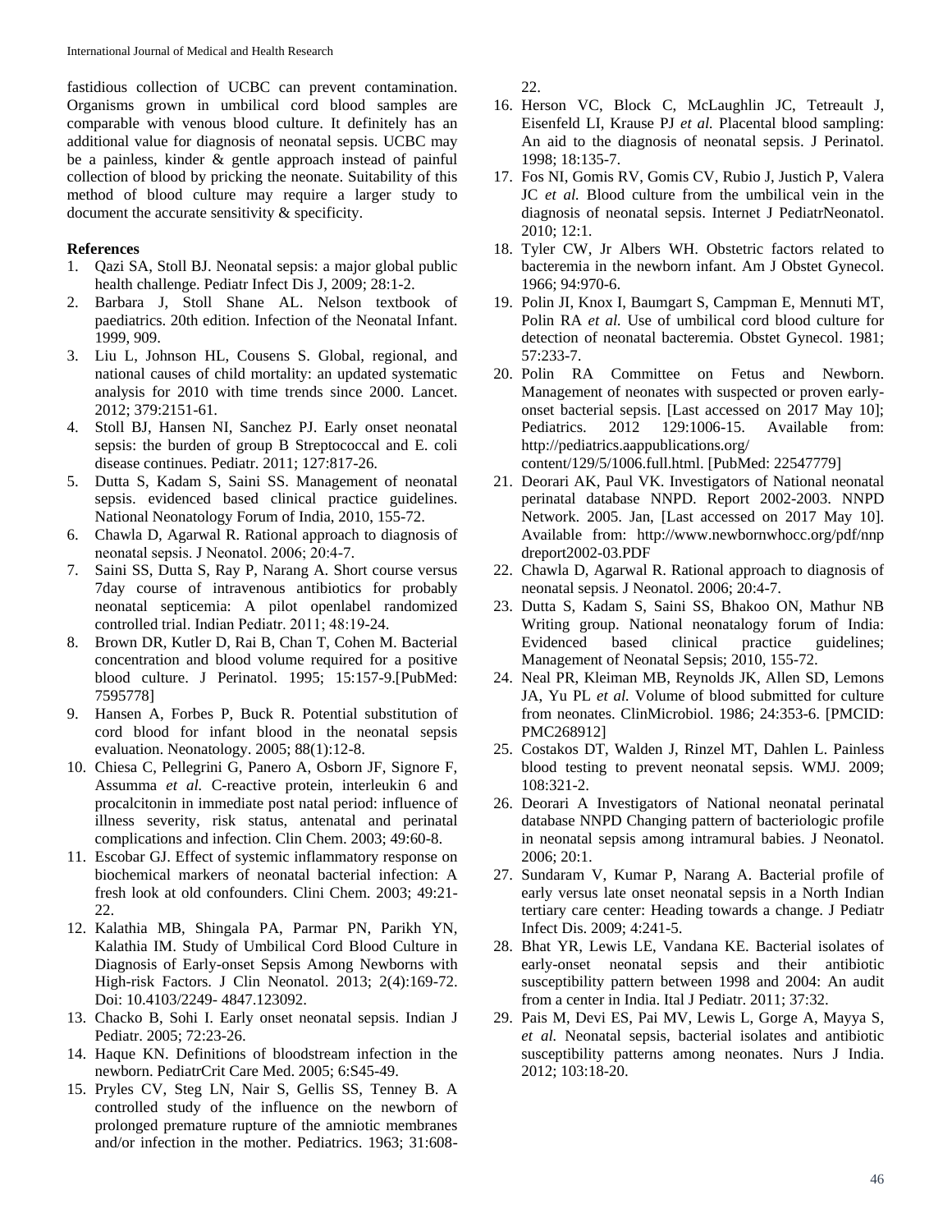fastidious collection of UCBC can prevent contamination. Organisms grown in umbilical cord blood samples are comparable with venous blood culture. It definitely has an additional value for diagnosis of neonatal sepsis. UCBC may be a painless, kinder & gentle approach instead of painful collection of blood by pricking the neonate. Suitability of this method of blood culture may require a larger study to document the accurate sensitivity & specificity.

**References**

1. Qazi SA, Stoll BJ. Neonatal sepsis: a major global public health challenge. Pediatr Infect Dis J, 2009; 28:1-2.
2. Barbara J, Stoll Shane AL. Nelson textbook of paediatrics. 20th edition. Infection of the Neonatal Infant. 1999, 909.
3. Liu L, Johnson HL, Cousens S. Global, regional, and national causes of child mortality: an updated systematic analysis for 2010 with time trends since 2000. Lancet. 2012; 379:2151-61.
4. Stoll BJ, Hansen NI, Sanchez PJ. Early onset neonatal sepsis: the burden of group B Streptococcal and E. coli disease continues. Pediatr. 2011; 127:817-26.
5. Dutta S, Kadam S, Saini SS. Management of neonatal sepsis. evidenced based clinical practice guidelines. National Neonatology Forum of India, 2010, 155-72.
6. Chawla D, Agarwal R. Rational approach to diagnosis of neonatal sepsis. J Neonatol. 2006; 20:4-7.
7. Saini SS, Dutta S, Ray P, Narang A. Short course versus 7day course of intravenous antibiotics for probably neonatal septicemia: A pilot openlabel randomized controlled trial. Indian Pediatr. 2011; 48:19-24.
8. Brown DR, Kutler D, Rai B, Chan T, Cohen M. Bacterial concentration and blood volume required for a positive blood culture. J Perinatol. 1995; 15:157-9.[PubMed: 7595778]
9. Hansen A, Forbes P, Buck R. Potential substitution of cord blood for infant blood in the neonatal sepsis evaluation. Neonatology. 2005; 88(1):12-8.
10. Chiesa C, Pellegrini G, Panero A, Osborn JF, Signore F, Assumma *et al.* C-reactive protein, interleukin 6 and procalcitonin in immediate post natal period: influence of illness severity, risk status, antenatal and perinatal complications and infection. Clin Chem. 2003; 49:60-8.
11. Escobar GJ. Effect of systemic inflammatory response on biochemical markers of neonatal bacterial infection: A fresh look at old confounders. Clini Chem. 2003; 49:21-22.
12. Kalathia MB, Shingala PA, Parmar PN, Parikh YN, Kalathia IM. Study of Umbilical Cord Blood Culture in Diagnosis of Early-onset Sepsis Among Newborns with High-risk Factors. J Clin Neonatol. 2013; 2(4):169-72. Doi: 10.4103/2249- 4847.123092.
13. Chacko B, Sohi I. Early onset neonatal sepsis. Indian J Pediatr. 2005; 72:23-26.
14. Haque KN. Definitions of bloodstream infection in the newborn. PediatrCrit Care Med. 2005; 6:S45-49.
15. Pryles CV, Steg LN, Nair S, Gellis SS, Tenney B. A controlled study of the influence on the newborn of prolonged premature rupture of the amniotic membranes and/or infection in the mother. Pediatrics. 1963; 31:608-22.
16. Herson VC, Block C, McLaughlin JC, Tetreault J, Eisenfeld LI, Krause PJ *et al.* Placental blood sampling: An aid to the diagnosis of neonatal sepsis. J Perinatol. 1998; 18:135-7.
17. Fos NI, Gomis RV, Gomis CV, Rubio J, Justich P, Valera JC *et al.* Blood culture from the umbilical vein in the diagnosis of neonatal sepsis. Internet J PediatrNeonatol. 2010; 12:1.
18. Tyler CW, Jr Albers WH. Obstetric factors related to bacteremia in the newborn infant. Am J Obstet Gynecol. 1966; 94:970-6.
19. Polin JI, Knox I, Baumgart S, Campman E, Mennuti MT, Polin RA *et al.* Use of umbilical cord blood culture for detection of neonatal bacteremia. Obstet Gynecol. 1981; 57:233-7.
20. Polin RA Committee on Fetus and Newborn. Management of neonates with suspected or proven early-onset bacterial sepsis. [Last accessed on 2017 May 10]; Pediatrics. 2012 129:1006-15. Available from: http://pediatrics.aappublications.org/content/129/5/1006.full.html. [PubMed: 22547779]
21. Deorari AK, Paul VK. Investigators of National neonatal perinatal database NNPD. Report 2002-2003. NNPD Network. 2005. Jan, [Last accessed on 2017 May 10]. Available from: http://www.newbornwhocc.org/pdf/nnpdreport2002-03.PDF
22. Chawla D, Agarwal R. Rational approach to diagnosis of neonatal sepsis. J Neonatol. 2006; 20:4-7.
23. Dutta S, Kadam S, Saini SS, Bhakoo ON, Mathur NB Writing group. National neonatalogy forum of India: Evidenced based clinical practice guidelines; Management of Neonatal Sepsis; 2010, 155-72.
24. Neal PR, Kleiman MB, Reynolds JK, Allen SD, Lemons JA, Yu PL *et al.* Volume of blood submitted for culture from neonates. ClinMicrobiol. 1986; 24:353-6. [PMCID: PMC268912]
25. Costakos DT, Walden J, Rinzel MT, Dahlen L. Painless blood testing to prevent neonatal sepsis. WMJ. 2009; 108:321-2.
26. Deorari A Investigators of National neonatal perinatal database NNPD Changing pattern of bacteriologic profile in neonatal sepsis among intramural babies. J Neonatol. 2006; 20:1.
27. Sundaram V, Kumar P, Narang A. Bacterial profile of early versus late onset neonatal sepsis in a North Indian tertiary care center: Heading towards a change. J Pediatr Infect Dis. 2009; 4:241-5.
28. Bhat YR, Lewis LE, Vandana KE. Bacterial isolates of early-onset neonatal sepsis and their antibiotic susceptibility pattern between 1998 and 2004: An audit from a center in India. Ital J Pediatr. 2011; 37:32.
29. Pais M, Devi ES, Pai MV, Lewis L, Gorge A, Mayya S, *et al.* Neonatal sepsis, bacterial isolates and antibiotic susceptibility patterns among neonates. Nurs J India. 2012; 103:18-20.